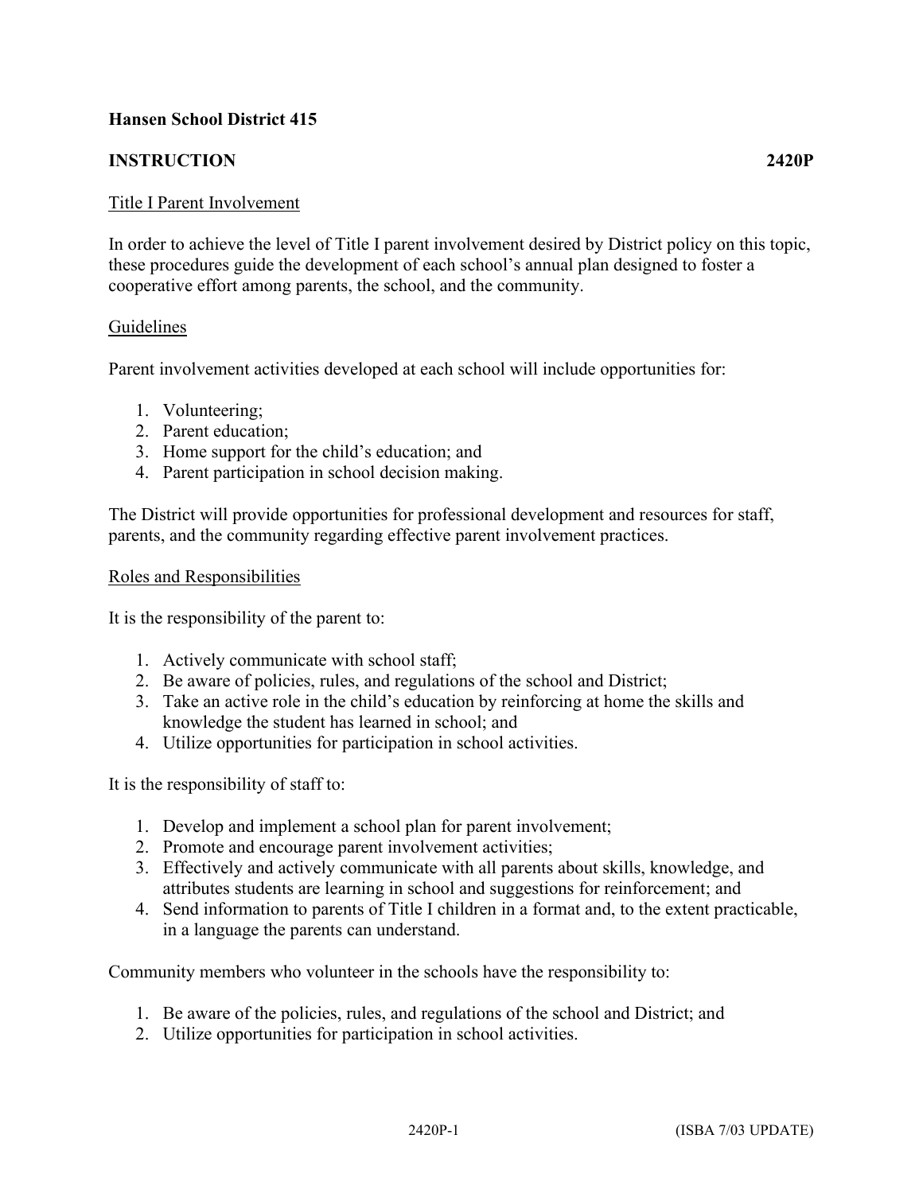**Hansen School District 415**

**INSTRUCTION** **2420P**

Title I Parent Involvement

In order to achieve the level of Title I parent involvement desired by District policy on this topic, these procedures guide the development of each school's annual plan designed to foster a cooperative effort among parents, the school, and the community.

Guidelines

Parent involvement activities developed at each school will include opportunities for:

1. Volunteering;
2. Parent education;
3. Home support for the child's education; and
4. Parent participation in school decision making.

The District will provide opportunities for professional development and resources for staff, parents, and the community regarding effective parent involvement practices.

Roles and Responsibilities

It is the responsibility of the parent to:

1. Actively communicate with school staff;
2. Be aware of policies, rules, and regulations of the school and District;
3. Take an active role in the child's education by reinforcing at home the skills and knowledge the student has learned in school; and
4. Utilize opportunities for participation in school activities.

It is the responsibility of staff to:

1. Develop and implement a school plan for parent involvement;
2. Promote and encourage parent involvement activities;
3. Effectively and actively communicate with all parents about skills, knowledge, and attributes students are learning in school and suggestions for reinforcement; and
4. Send information to parents of Title I children in a format and, to the extent practicable, in a language the parents can understand.

Community members who volunteer in the schools have the responsibility to:

1. Be aware of the policies, rules, and regulations of the school and District; and
2. Utilize opportunities for participation in school activities.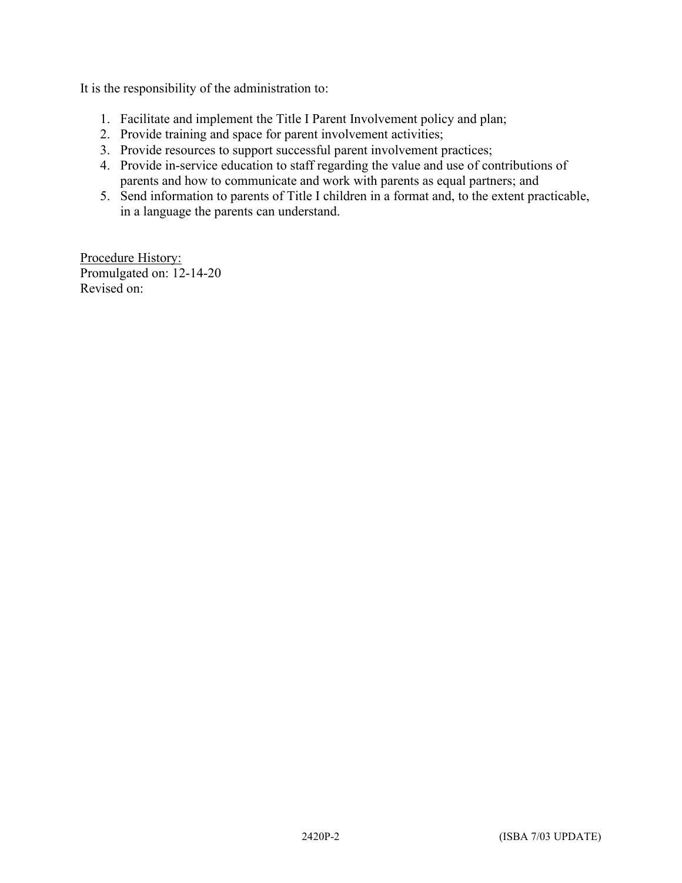It is the responsibility of the administration to:

1. Facilitate and implement the Title I Parent Involvement policy and plan;
2. Provide training and space for parent involvement activities;
3. Provide resources to support successful parent involvement practices;
4. Provide in-service education to staff regarding the value and use of contributions of parents and how to communicate and work with parents as equal partners; and
5. Send information to parents of Title I children in a format and, to the extent practicable, in a language the parents can understand.

Procedure History:
Promulgated on: 12-14-20
Revised on: